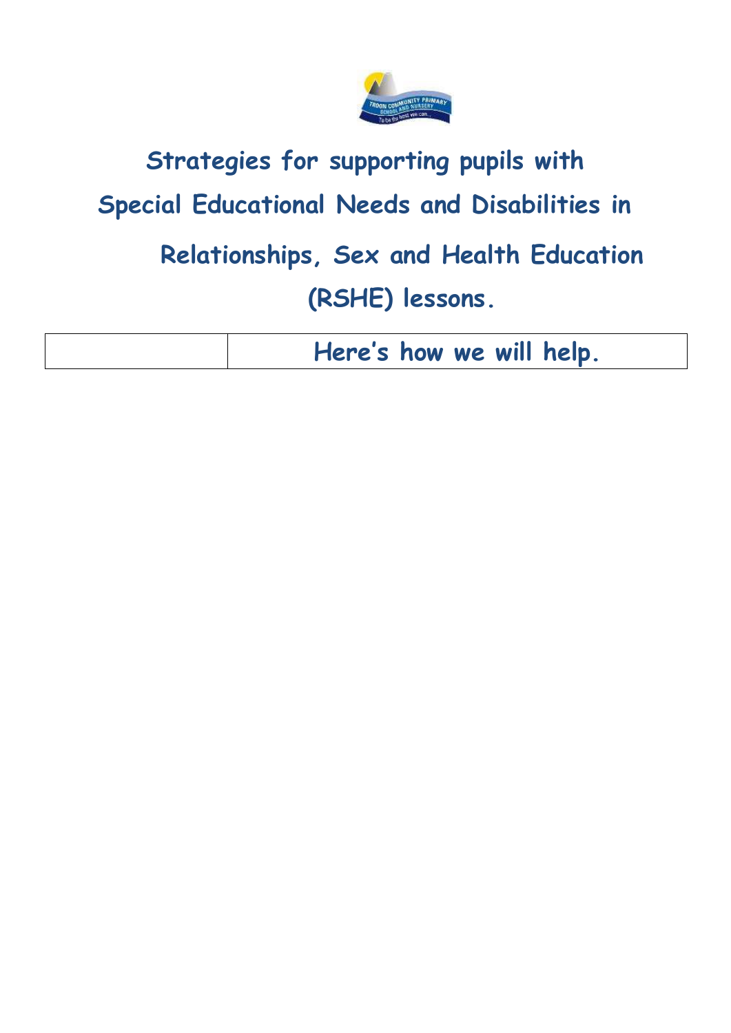# Strategies for supporting pupils with Special Educational Needs and Disabilities in Relationships, Sex and Health Education (RSHE) lessons.

| | Here's how we will help. |
|---|---|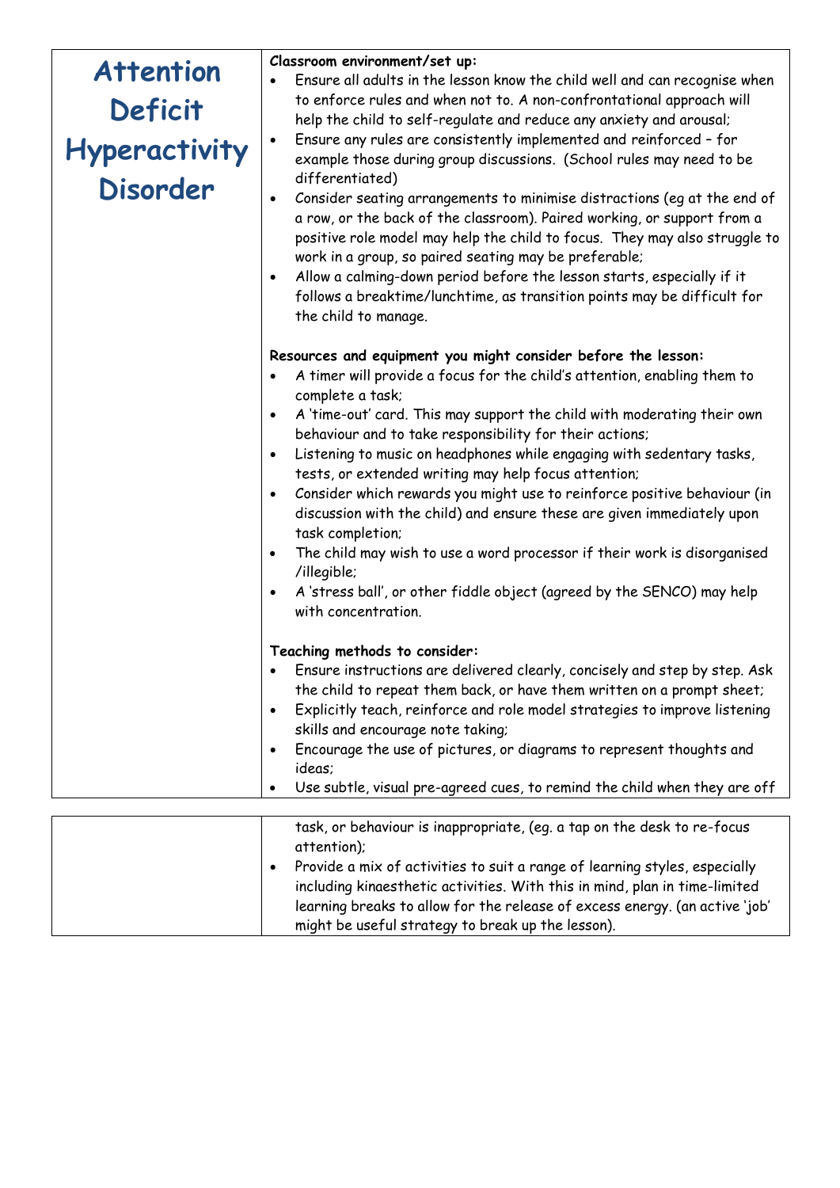| | |
|---|---|
| **Attention Deficit Hyperactivity Disorder** | **Classroom environment/set up:**<br>• Ensure all adults in the lesson know the child well and can recognise when to enforce rules and when not to. A non-confrontational approach will help the child to self-regulate and reduce any anxiety and arousal;<br>• Ensure any rules are consistently implemented and reinforced – for example those during group discussions. (School rules may need to be differentiated)<br>• Consider seating arrangements to minimise distractions (eg at the end of a row, or the back of the classroom). Paired working, or support from a positive role model may help the child to focus. They may also struggle to work in a group, so paired seating may be preferable;<br>• Allow a calming-down period before the lesson starts, especially if it follows a breaktime/lunchtime, as transition points may be difficult for the child to manage.<br><br>**Resources and equipment you might consider before the lesson:**<br>• A timer will provide a focus for the child's attention, enabling them to complete a task;<br>• A 'time-out' card. This may support the child with moderating their own behaviour and to take responsibility for their actions;<br>• Listening to music on headphones while engaging with sedentary tasks, tests, or extended writing may help focus attention;<br>• Consider which rewards you might use to reinforce positive behaviour (in discussion with the child) and ensure these are given immediately upon task completion;<br>• The child may wish to use a word processor if their work is disorganised /illegible;<br>• A 'stress ball', or other fiddle object (agreed by the SENCO) may help with concentration.<br><br>**Teaching methods to consider:**<br>• Ensure instructions are delivered clearly, concisely and step by step. Ask the child to repeat them back, or have them written on a prompt sheet;<br>• Explicitly teach, reinforce and role model strategies to improve listening skills and encourage note taking;<br>• Encourage the use of pictures, or diagrams to represent thoughts and ideas;<br>• Use subtle, visual pre-agreed cues, to remind the child when they are off task, or behaviour is inappropriate, (eg. a tap on the desk to re-focus attention);<br>• Provide a mix of activities to suit a range of learning styles, especially including kinaesthetic activities. With this in mind, plan in time-limited learning breaks to allow for the release of excess energy. (an active 'job' might be useful strategy to break up the lesson). |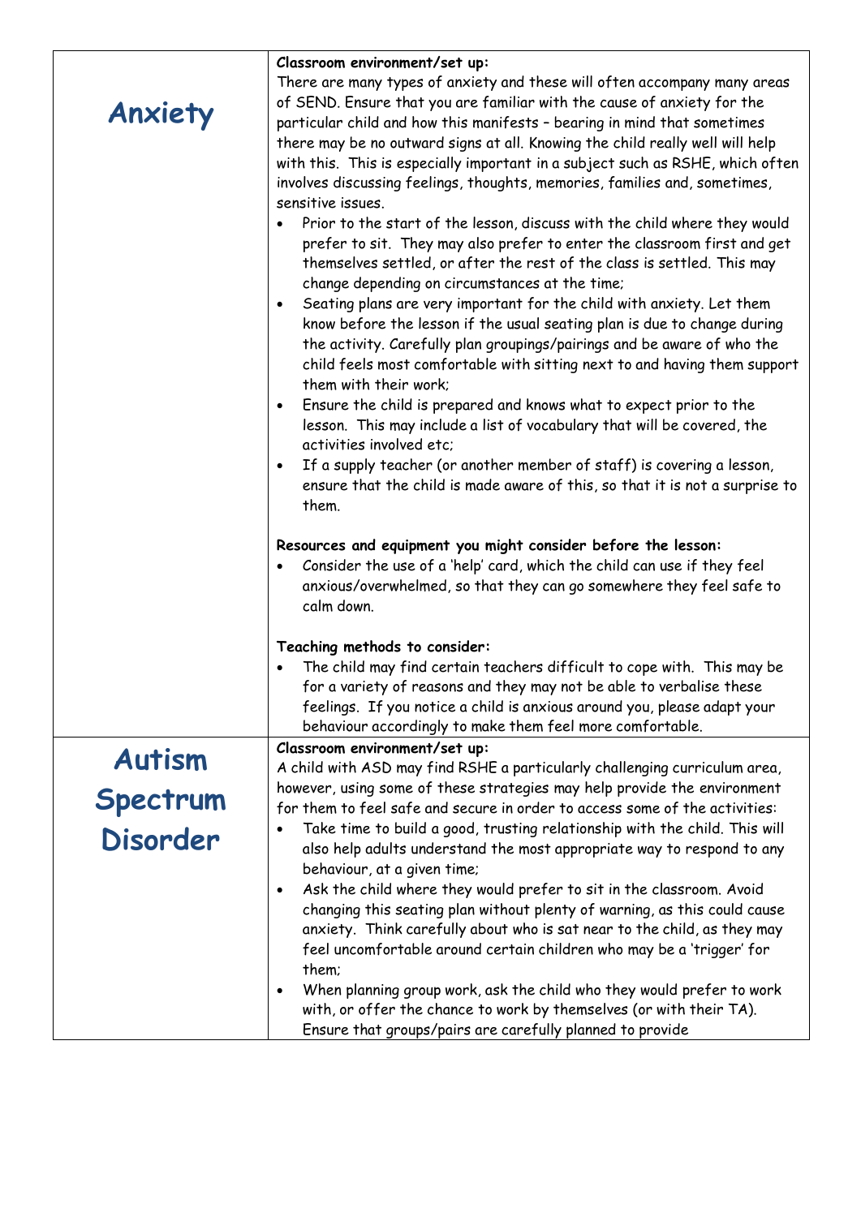| | |
|---|---|
| **Anxiety** | **Classroom environment/set up:**<br>There are many types of anxiety and these will often accompany many areas of SEND. Ensure that you are familiar with the cause of anxiety for the particular child and how this manifests – bearing in mind that sometimes there may be no outward signs at all. Knowing the child really well will help with this. This is especially important in a subject such as RSHE, which often involves discussing feelings, thoughts, memories, families and, sometimes, sensitive issues.<br>• Prior to the start of the lesson, discuss with the child where they would prefer to sit. They may also prefer to enter the classroom first and get themselves settled, or after the rest of the class is settled. This may change depending on circumstances at the time;<br>• Seating plans are very important for the child with anxiety. Let them know before the lesson if the usual seating plan is due to change during the activity. Carefully plan groupings/pairings and be aware of who the child feels most comfortable with sitting next to and having them support them with their work;<br>• Ensure the child is prepared and knows what to expect prior to the lesson. This may include a list of vocabulary that will be covered, the activities involved etc;<br>• If a supply teacher (or another member of staff) is covering a lesson, ensure that the child is made aware of this, so that it is not a surprise to them.<br><br>**Resources and equipment you might consider before the lesson:**<br>• Consider the use of a 'help' card, which the child can use if they feel anxious/overwhelmed, so that they can go somewhere they feel safe to calm down.<br><br>**Teaching methods to consider:**<br>• The child may find certain teachers difficult to cope with. This may be for a variety of reasons and they may not be able to verbalise these feelings. If you notice a child is anxious around you, please adapt your behaviour accordingly to make them feel more comfortable. |
| **Autism Spectrum Disorder** | **Classroom environment/set up:**<br>A child with ASD may find RSHE a particularly challenging curriculum area, however, using some of these strategies may help provide the environment for them to feel safe and secure in order to access some of the activities:<br>• Take time to build a good, trusting relationship with the child. This will also help adults understand the most appropriate way to respond to any behaviour, at a given time;<br>• Ask the child where they would prefer to sit in the classroom. Avoid changing this seating plan without plenty of warning, as this could cause anxiety. Think carefully about who is sat near to the child, as they may feel uncomfortable around certain children who may be a 'trigger' for them;<br>• When planning group work, ask the child who they would prefer to work with, or offer the chance to work by themselves (or with their TA). Ensure that groups/pairs are carefully planned to provide |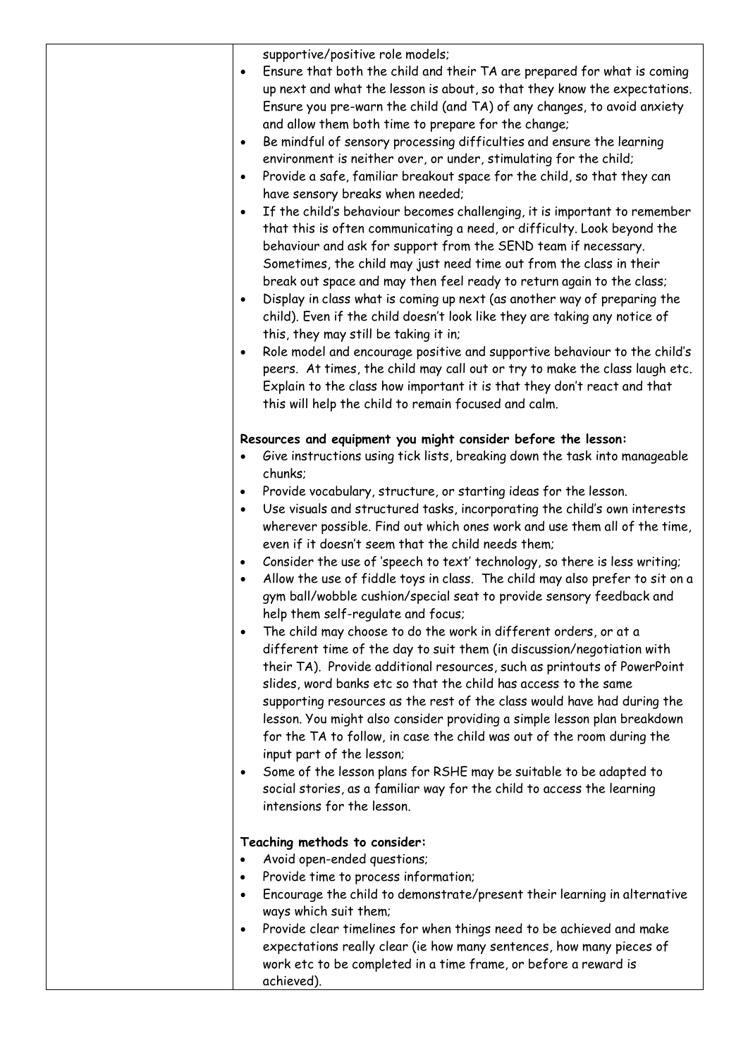| | |
|---|---|
| | supportive/positive role models;<br>• Ensure that both the child and their TA are prepared for what is coming up next and what the lesson is about, so that they know the expectations. Ensure you pre-warn the child (and TA) of any changes, to avoid anxiety and allow them both time to prepare for the change;<br>• Be mindful of sensory processing difficulties and ensure the learning environment is neither over, or under, stimulating for the child;<br>• Provide a safe, familiar breakout space for the child, so that they can have sensory breaks when needed;<br>• If the child's behaviour becomes challenging, it is important to remember that this is often communicating a need, or difficulty. Look beyond the behaviour and ask for support from the SEND team if necessary. Sometimes, the child may just need time out from the class in their break out space and may then feel ready to return again to the class;<br>• Display in class what is coming up next (as another way of preparing the child). Even if the child doesn't look like they are taking any notice of this, they may still be taking it in;<br>• Role model and encourage positive and supportive behaviour to the child's peers. At times, the child may call out or try to make the class laugh etc. Explain to the class how important it is that they don't react and that this will help the child to remain focused and calm.<br><br>**Resources and equipment you might consider before the lesson:**<br>• Give instructions using tick lists, breaking down the task into manageable chunks;<br>• Provide vocabulary, structure, or starting ideas for the lesson.<br>• Use visuals and structured tasks, incorporating the child's own interests wherever possible. Find out which ones work and use them all of the time, even if it doesn't seem that the child needs them;<br>• Consider the use of 'speech to text' technology, so there is less writing;<br>• Allow the use of fiddle toys in class. The child may also prefer to sit on a gym ball/wobble cushion/special seat to provide sensory feedback and help them self-regulate and focus;<br>• The child may choose to do the work in different orders, or at a different time of the day to suit them (in discussion/negotiation with their TA). Provide additional resources, such as printouts of PowerPoint slides, word banks etc so that the child has access to the same supporting resources as the rest of the class would have had during the lesson. You might also consider providing a simple lesson plan breakdown for the TA to follow, in case the child was out of the room during the input part of the lesson;<br>• Some of the lesson plans for RSHE may be suitable to be adapted to social stories, as a familiar way for the child to access the learning intensions for the lesson.<br><br>**Teaching methods to consider:**<br>• Avoid open-ended questions;<br>• Provide time to process information;<br>• Encourage the child to demonstrate/present their learning in alternative ways which suit them;<br>• Provide clear timelines for when things need to be achieved and make expectations really clear (ie how many sentences, how many pieces of work etc to be completed in a time frame, or before a reward is achieved). |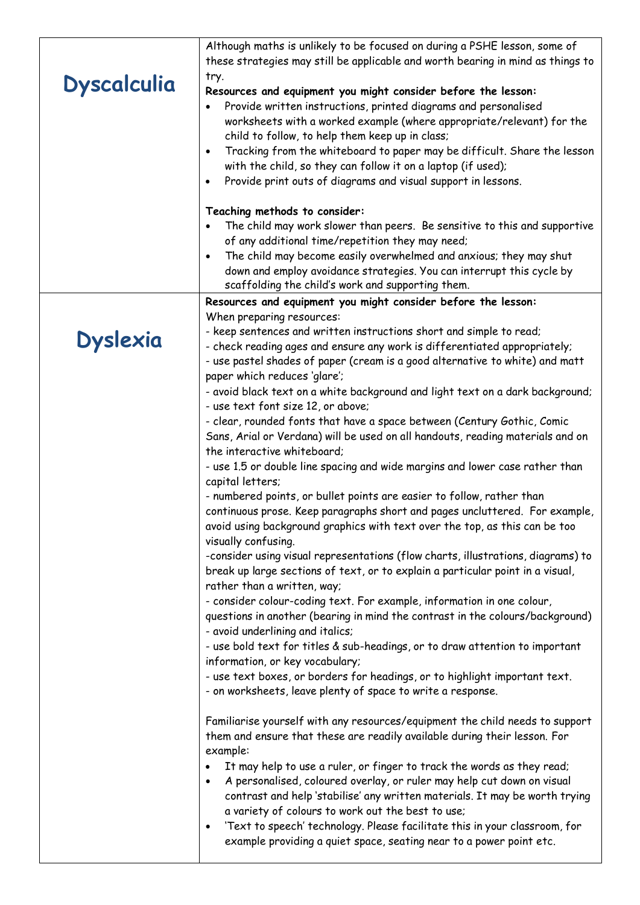| | |
|---|---|
| **Dyscalculia** | Although maths is unlikely to be focused on during a PSHE lesson, some of these strategies may still be applicable and worth bearing in mind as things to try.<br>**Resources and equipment you might consider before the lesson:**<br>• Provide written instructions, printed diagrams and personalised worksheets with a worked example (where appropriate/relevant) for the child to follow, to help them keep up in class;<br>• Tracking from the whiteboard to paper may be difficult. Share the lesson with the child, so they can follow it on a laptop (if used);<br>• Provide print outs of diagrams and visual support in lessons.<br><br>**Teaching methods to consider:**<br>• The child may work slower than peers. Be sensitive to this and supportive of any additional time/repetition they may need;<br>• The child may become easily overwhelmed and anxious; they may shut down and employ avoidance strategies. You can interrupt this cycle by scaffolding the child's work and supporting them. |
| **Dyslexia** | **Resources and equipment you might consider before the lesson:**<br>When preparing resources:<br>- keep sentences and written instructions short and simple to read;<br>- check reading ages and ensure any work is differentiated appropriately;<br>- use pastel shades of paper (cream is a good alternative to white) and matt paper which reduces 'glare';<br>- avoid black text on a white background and light text on a dark background;<br>- use text font size 12, or above;<br>- clear, rounded fonts that have a space between (Century Gothic, Comic Sans, Arial or Verdana) will be used on all handouts, reading materials and on the interactive whiteboard;<br>- use 1.5 or double line spacing and wide margins and lower case rather than capital letters;<br>- numbered points, or bullet points are easier to follow, rather than continuous prose. Keep paragraphs short and pages uncluttered. For example, avoid using background graphics with text over the top, as this can be too visually confusing.<br>-consider using visual representations (flow charts, illustrations, diagrams) to break up large sections of text, or to explain a particular point in a visual, rather than a written, way;<br>- consider colour-coding text. For example, information in one colour, questions in another (bearing in mind the contrast in the colours/background)<br>- avoid underlining and italics;<br>- use bold text for titles & sub-headings, or to draw attention to important information, or key vocabulary;<br>- use text boxes, or borders for headings, or to highlight important text.<br>- on worksheets, leave plenty of space to write a response.<br><br>Familiarise yourself with any resources/equipment the child needs to support them and ensure that these are readily available during their lesson. For example:<br>• It may help to use a ruler, or finger to track the words as they read;<br>• A personalised, coloured overlay, or ruler may help cut down on visual contrast and help 'stabilise' any written materials. It may be worth trying a variety of colours to work out the best to use;<br>• 'Text to speech' technology. Please facilitate this in your classroom, for example providing a quiet space, seating near to a power point etc. |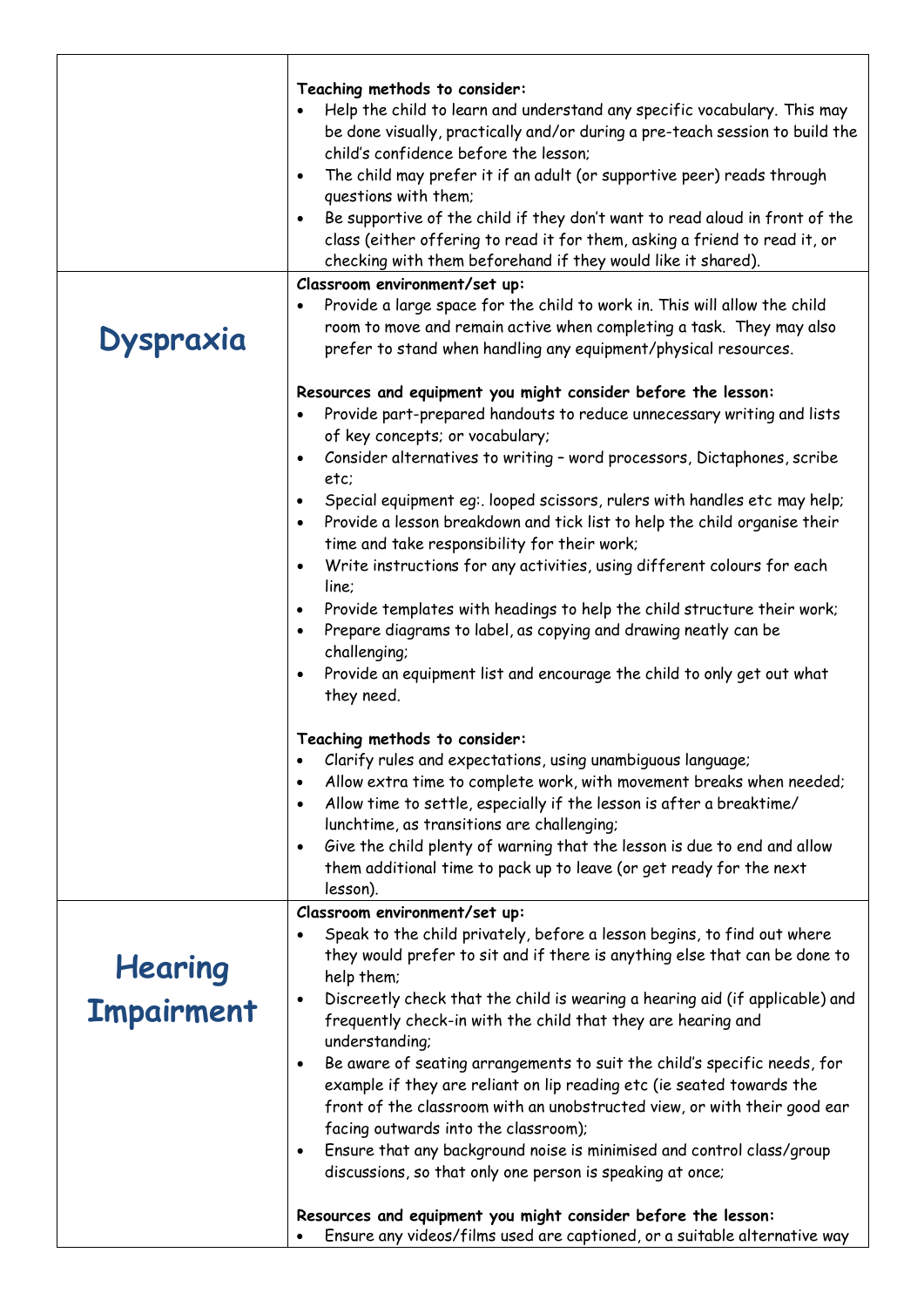| | |
|---|---|
| | **Teaching methods to consider:**<br>• Help the child to learn and understand any specific vocabulary. This may be done visually, practically and/or during a pre-teach session to build the child's confidence before the lesson;<br>• The child may prefer it if an adult (or supportive peer) reads through questions with them;<br>• Be supportive of the child if they don't want to read aloud in front of the class (either offering to read it for them, asking a friend to read it, or checking with them beforehand if they would like it shared). |
| **Dyspraxia** | **Classroom environment/set up:**<br>• Provide a large space for the child to work in. This will allow the child room to move and remain active when completing a task. They may also prefer to stand when handling any equipment/physical resources.<br><br>**Resources and equipment you might consider before the lesson:**<br>• Provide part-prepared handouts to reduce unnecessary writing and lists of key concepts; or vocabulary;<br>• Consider alternatives to writing – word processors, Dictaphones, scribe etc;<br>• Special equipment eg:. looped scissors, rulers with handles etc may help;<br>• Provide a lesson breakdown and tick list to help the child organise their time and take responsibility for their work;<br>• Write instructions for any activities, using different colours for each line;<br>• Provide templates with headings to help the child structure their work;<br>• Prepare diagrams to label, as copying and drawing neatly can be challenging;<br>• Provide an equipment list and encourage the child to only get out what they need.<br><br>**Teaching methods to consider:**<br>• Clarify rules and expectations, using unambiguous language;<br>• Allow extra time to complete work, with movement breaks when needed;<br>• Allow time to settle, especially if the lesson is after a breaktime/ lunchtime, as transitions are challenging;<br>• Give the child plenty of warning that the lesson is due to end and allow them additional time to pack up to leave (or get ready for the next lesson). |
| **Hearing Impairment** | **Classroom environment/set up:**<br>• Speak to the child privately, before a lesson begins, to find out where they would prefer to sit and if there is anything else that can be done to help them;<br>• Discreetly check that the child is wearing a hearing aid (if applicable) and frequently check-in with the child that they are hearing and understanding;<br>• Be aware of seating arrangements to suit the child's specific needs, for example if they are reliant on lip reading etc (ie seated towards the front of the classroom with an unobstructed view, or with their good ear facing outwards into the classroom);<br>• Ensure that any background noise is minimised and control class/group discussions, so that only one person is speaking at once;<br><br>**Resources and equipment you might consider before the lesson:**<br>• Ensure any videos/films used are captioned, or a suitable alternative way |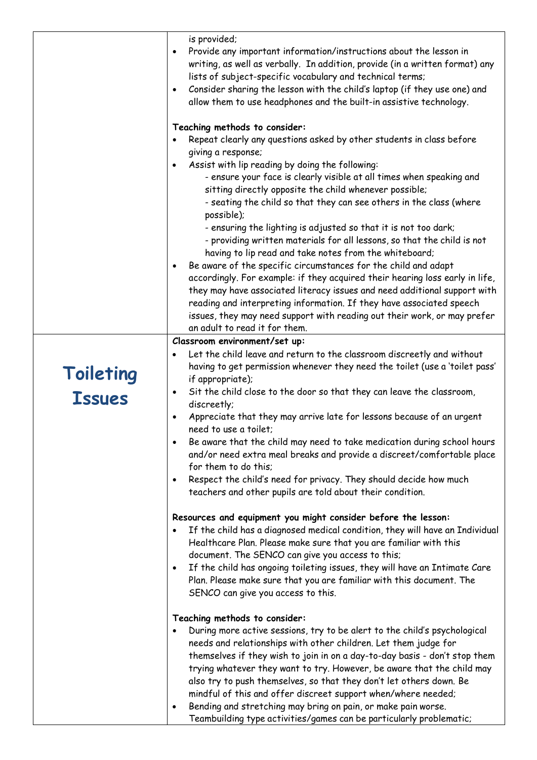| | |
|---|---|
| | is provided;<br>• Provide any important information/instructions about the lesson in writing, as well as verbally. In addition, provide (in a written format) any lists of subject-specific vocabulary and technical terms;<br>• Consider sharing the lesson with the child's laptop (if they use one) and allow them to use headphones and the built-in assistive technology.<br><br>**Teaching methods to consider:**<br>• Repeat clearly any questions asked by other students in class before giving a response;<br>• Assist with lip reading by doing the following:<br>- ensure your face is clearly visible at all times when speaking and sitting directly opposite the child whenever possible;<br>- seating the child so that they can see others in the class (where possible);<br>- ensuring the lighting is adjusted so that it is not too dark;<br>- providing written materials for all lessons, so that the child is not having to lip read and take notes from the whiteboard;<br>• Be aware of the specific circumstances for the child and adapt accordingly. For example: if they acquired their hearing loss early in life, they may have associated literacy issues and need additional support with reading and interpreting information. If they have associated speech issues, they may need support with reading out their work, or may prefer an adult to read it for them. |
| **Toileting Issues** | **Classroom environment/set up:**<br>• Let the child leave and return to the classroom discreetly and without having to get permission whenever they need the toilet (use a 'toilet pass' if appropriate);<br>• Sit the child close to the door so that they can leave the classroom, discreetly;<br>• Appreciate that they may arrive late for lessons because of an urgent need to use a toilet;<br>• Be aware that the child may need to take medication during school hours and/or need extra meal breaks and provide a discreet/comfortable place for them to do this;<br>• Respect the child's need for privacy. They should decide how much teachers and other pupils are told about their condition.<br><br>**Resources and equipment you might consider before the lesson:**<br>• If the child has a diagnosed medical condition, they will have an Individual Healthcare Plan. Please make sure that you are familiar with this document. The SENCO can give you access to this;<br>• If the child has ongoing toileting issues, they will have an Intimate Care Plan. Please make sure that you are familiar with this document. The SENCO can give you access to this.<br><br>**Teaching methods to consider:**<br>• During more active sessions, try to be alert to the child's psychological needs and relationships with other children. Let them judge for themselves if they wish to join in on a day-to-day basis - don't stop them trying whatever they want to try. However, be aware that the child may also try to push themselves, so that they don't let others down. Be mindful of this and offer discreet support when/where needed;<br>• Bending and stretching may bring on pain, or make pain worse. Teambuilding type activities/games can be particularly problematic; |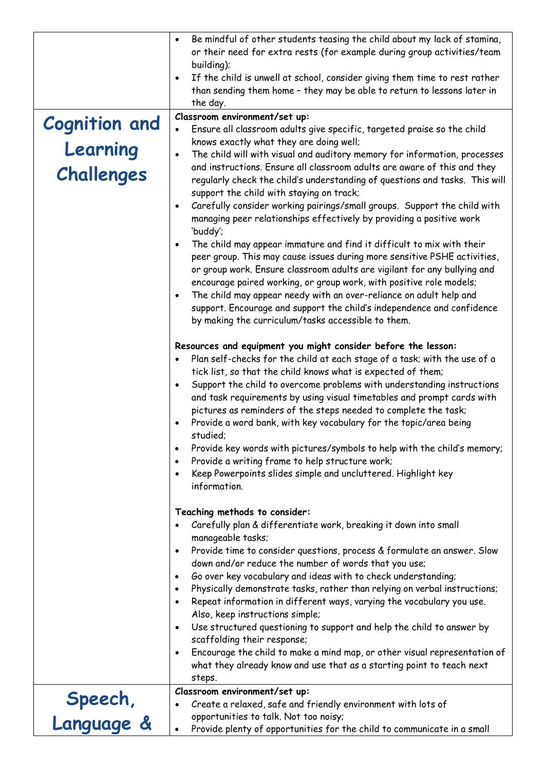| | |
|---|---|
| | • Be mindful of other students teasing the child about my lack of stamina, or their need for extra rests (for example during group activities/team building);<br>• If the child is unwell at school, consider giving them time to rest rather than sending them home – they may be able to return to lessons later in the day. |
| **Cognition and Learning Challenges** | **Classroom environment/set up:**<br>• Ensure all classroom adults give specific, targeted praise so the child knows exactly what they are doing well;<br>• The child will with visual and auditory memory for information, processes and instructions. Ensure all classroom adults are aware of this and they regularly check the child's understanding of questions and tasks. This will support the child with staying on track;<br>• Carefully consider working pairings/small groups. Support the child with managing peer relationships effectively by providing a positive work 'buddy';<br>• The child may appear immature and find it difficult to mix with their peer group. This may cause issues during more sensitive PSHE activities, or group work. Ensure classroom adults are vigilant for any bullying and encourage paired working, or group work, with positive role models;<br>• The child may appear needy with an over-reliance on adult help and support. Encourage and support the child's independence and confidence by making the curriculum/tasks accessible to them.<br><br>**Resources and equipment you might consider before the lesson:**<br>• Plan self-checks for the child at each stage of a task; with the use of a tick list, so that the child knows what is expected of them;<br>• Support the child to overcome problems with understanding instructions and task requirements by using visual timetables and prompt cards with pictures as reminders of the steps needed to complete the task;<br>• Provide a word bank, with key vocabulary for the topic/area being studied;<br>• Provide key words with pictures/symbols to help with the child's memory;<br>• Provide a writing frame to help structure work;<br>• Keep Powerpoints slides simple and uncluttered. Highlight key information.<br><br>**Teaching methods to consider:**<br>• Carefully plan & differentiate work, breaking it down into small manageable tasks;<br>• Provide time to consider questions, process & formulate an answer. Slow down and/or reduce the number of words that you use;<br>• Go over key vocabulary and ideas with to check understanding;<br>• Physically demonstrate tasks, rather than relying on verbal instructions;<br>• Repeat information in different ways, varying the vocabulary you use. Also, keep instructions simple;<br>• Use structured questioning to support and help the child to answer by scaffolding their response;<br>• Encourage the child to make a mind map, or other visual representation of what they already know and use that as a starting point to teach next steps. |
| **Speech, Language &** | **Classroom environment/set up:**<br>• Create a relaxed, safe and friendly environment with lots of opportunities to talk. Not too noisy;<br>• Provide plenty of opportunities for the child to communicate in a small |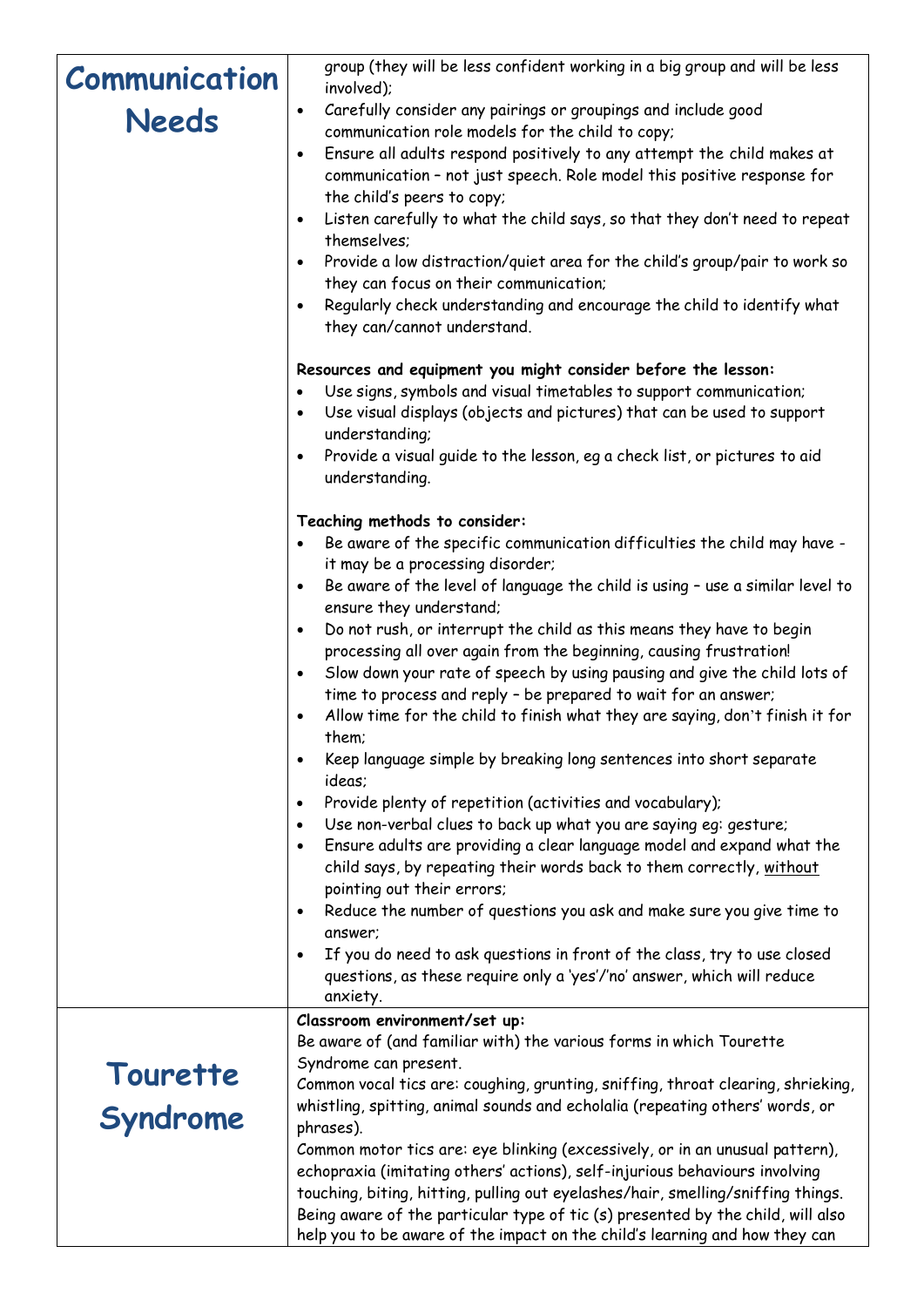| | |
|---|---|
| **Communication Needs** | group (they will be less confident working in a big group and will be less involved);<br>• Carefully consider any pairings or groupings and include good communication role models for the child to copy;<br>• Ensure all adults respond positively to any attempt the child makes at communication – not just speech. Role model this positive response for the child's peers to copy;<br>• Listen carefully to what the child says, so that they don't need to repeat themselves;<br>• Provide a low distraction/quiet area for the child's group/pair to work so they can focus on their communication;<br>• Regularly check understanding and encourage the child to identify what they can/cannot understand.<br><br>**Resources and equipment you might consider before the lesson:**<br>• Use signs, symbols and visual timetables to support communication;<br>• Use visual displays (objects and pictures) that can be used to support understanding;<br>• Provide a visual guide to the lesson, eg a check list, or pictures to aid understanding.<br><br>**Teaching methods to consider:**<br>• Be aware of the specific communication difficulties the child may have - it may be a processing disorder;<br>• Be aware of the level of language the child is using – use a similar level to ensure they understand;<br>• Do not rush, or interrupt the child as this means they have to begin processing all over again from the beginning, causing frustration!<br>• Slow down your rate of speech by using pausing and give the child lots of time to process and reply – be prepared to wait for an answer;<br>• Allow time for the child to finish what they are saying, don't finish it for them;<br>• Keep language simple by breaking long sentences into short separate ideas;<br>• Provide plenty of repetition (activities and vocabulary);<br>• Use non-verbal clues to back up what you are saying eg: gesture;<br>• Ensure adults are providing a clear language model and expand what the child says, by repeating their words back to them correctly, <u>without</u> pointing out their errors;<br>• Reduce the number of questions you ask and make sure you give time to answer;<br>• If you do need to ask questions in front of the class, try to use closed questions, as these require only a 'yes'/'no' answer, which will reduce anxiety. |
| **Tourette Syndrome** | **Classroom environment/set up:**<br>Be aware of (and familiar with) the various forms in which Tourette Syndrome can present.<br>Common vocal tics are: coughing, grunting, sniffing, throat clearing, shrieking, whistling, spitting, animal sounds and echolalia (repeating others' words, or phrases).<br>Common motor tics are: eye blinking (excessively, or in an unusual pattern), echopraxia (imitating others' actions), self-injurious behaviours involving touching, biting, hitting, pulling out eyelashes/hair, smelling/sniffing things.<br>Being aware of the particular type of tic (s) presented by the child, will also help you to be aware of the impact on the child's learning and how they can |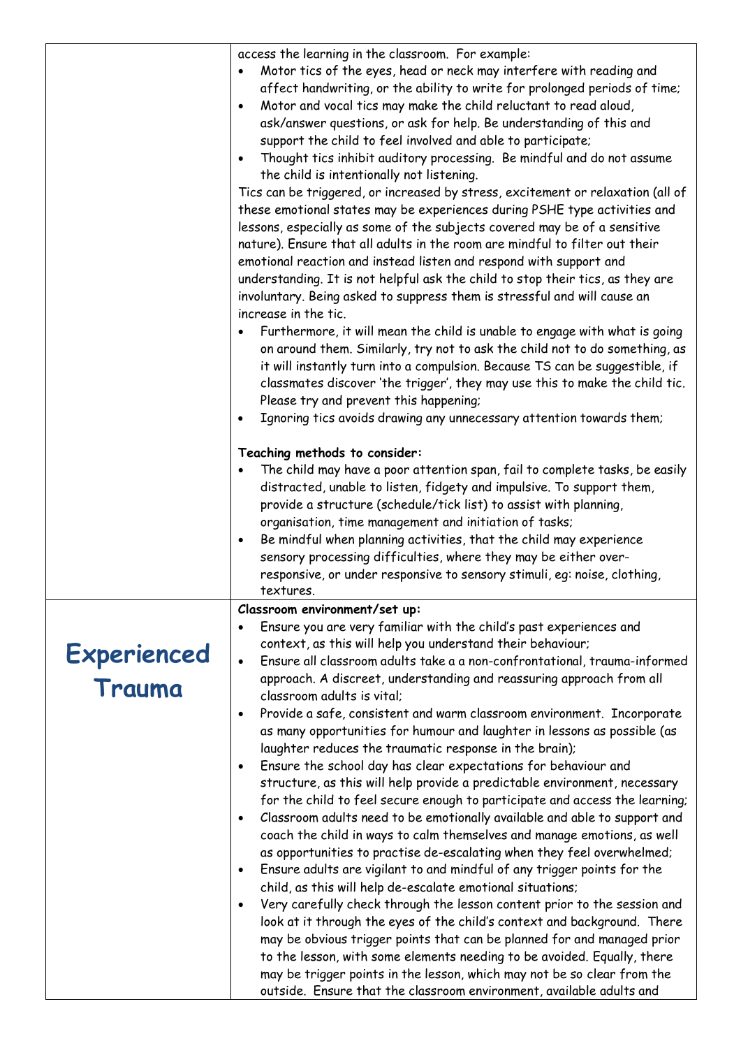| | |
|---|---|
| | access the learning in the classroom. For example:<br>• Motor tics of the eyes, head or neck may interfere with reading and affect handwriting, or the ability to write for prolonged periods of time;<br>• Motor and vocal tics may make the child reluctant to read aloud, ask/answer questions, or ask for help. Be understanding of this and support the child to feel involved and able to participate;<br>• Thought tics inhibit auditory processing. Be mindful and do not assume the child is intentionally not listening.<br>Tics can be triggered, or increased by stress, excitement or relaxation (all of these emotional states may be experiences during PSHE type activities and lessons, especially as some of the subjects covered may be of a sensitive nature). Ensure that all adults in the room are mindful to filter out their emotional reaction and instead listen and respond with support and understanding. It is not helpful ask the child to stop their tics, as they are involuntary. Being asked to suppress them is stressful and will cause an increase in the tic.<br>• Furthermore, it will mean the child is unable to engage with what is going on around them. Similarly, try not to ask the child not to do something, as it will instantly turn into a compulsion. Because TS can be suggestible, if classmates discover 'the trigger', they may use this to make the child tic. Please try and prevent this happening;<br>• Ignoring tics avoids drawing any unnecessary attention towards them;<br><br>**Teaching methods to consider:**<br>• The child may have a poor attention span, fail to complete tasks, be easily distracted, unable to listen, fidgety and impulsive. To support them, provide a structure (schedule/tick list) to assist with planning, organisation, time management and initiation of tasks;<br>• Be mindful when planning activities, that the child may experience sensory processing difficulties, where they may be either over-responsive, or under responsive to sensory stimuli, eg: noise, clothing, textures. |
| **Experienced Trauma** | **Classroom environment/set up:**<br>• Ensure you are very familiar with the child's past experiences and context, as this will help you understand their behaviour;<br>• Ensure all classroom adults take a a non-confrontational, trauma-informed approach. A discreet, understanding and reassuring approach from all classroom adults is vital;<br>• Provide a safe, consistent and warm classroom environment. Incorporate as many opportunities for humour and laughter in lessons as possible (as laughter reduces the traumatic response in the brain);<br>• Ensure the school day has clear expectations for behaviour and structure, as this will help provide a predictable environment, necessary for the child to feel secure enough to participate and access the learning;<br>• Classroom adults need to be emotionally available and able to support and coach the child in ways to calm themselves and manage emotions, as well as opportunities to practise de-escalating when they feel overwhelmed;<br>• Ensure adults are vigilant to and mindful of any trigger points for the child, as this will help de-escalate emotional situations;<br>• Very carefully check through the lesson content prior to the session and look at it through the eyes of the child's context and background. There may be obvious trigger points that can be planned for and managed prior to the lesson, with some elements needing to be avoided. Equally, there may be trigger points in the lesson, which may not be so clear from the outside. Ensure that the classroom environment, available adults and |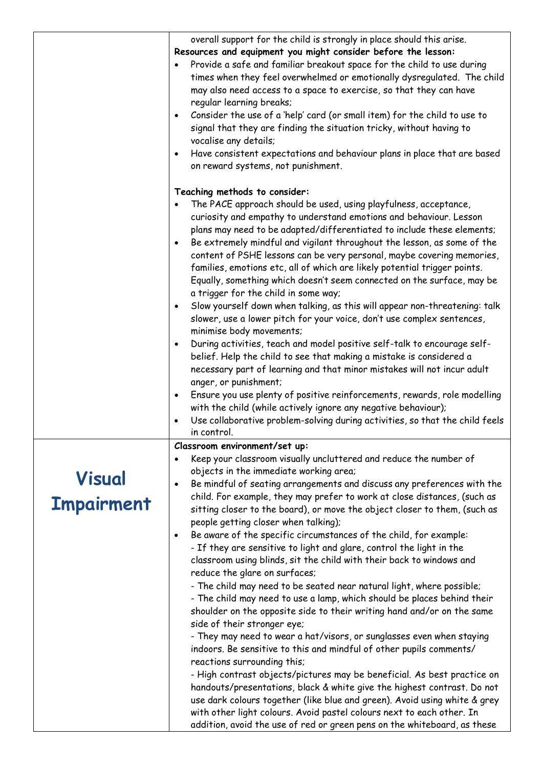| | |
|---|---|
| | overall support for the child is strongly in place should this arise.<br>**Resources and equipment you might consider before the lesson:**<br>• Provide a safe and familiar breakout space for the child to use during times when they feel overwhelmed or emotionally dysregulated. The child may also need access to a space to exercise, so that they can have regular learning breaks;<br>• Consider the use of a 'help' card (or small item) for the child to use to signal that they are finding the situation tricky, without having to vocalise any details;<br>• Have consistent expectations and behaviour plans in place that are based on reward systems, not punishment.<br><br>**Teaching methods to consider:**<br>• The PACE approach should be used, using playfulness, acceptance, curiosity and empathy to understand emotions and behaviour. Lesson plans may need to be adapted/differentiated to include these elements;<br>• Be extremely mindful and vigilant throughout the lesson, as some of the content of PSHE lessons can be very personal, maybe covering memories, families, emotions etc, all of which are likely potential trigger points. Equally, something which doesn't seem connected on the surface, may be a trigger for the child in some way;<br>• Slow yourself down when talking, as this will appear non-threatening: talk slower, use a lower pitch for your voice, don't use complex sentences, minimise body movements;<br>• During activities, teach and model positive self-talk to encourage self-belief. Help the child to see that making a mistake is considered a necessary part of learning and that minor mistakes will not incur adult anger, or punishment;<br>• Ensure you use plenty of positive reinforcements, rewards, role modelling with the child (while actively ignore any negative behaviour);<br>• Use collaborative problem-solving during activities, so that the child feels in control. |
| **Visual Impairment** | **Classroom environment/set up:**<br>• Keep your classroom visually uncluttered and reduce the number of objects in the immediate working area;<br>• Be mindful of seating arrangements and discuss any preferences with the child. For example, they may prefer to work at close distances, (such as sitting closer to the board), or move the object closer to them, (such as people getting closer when talking);<br>• Be aware of the specific circumstances of the child, for example:<br>- If they are sensitive to light and glare, control the light in the classroom using blinds, sit the child with their back to windows and reduce the glare on surfaces;<br>- The child may need to be seated near natural light, where possible;<br>- The child may need to use a lamp, which should be places behind their shoulder on the opposite side to their writing hand and/or on the same side of their stronger eye;<br>- They may need to wear a hat/visors, or sunglasses even when staying indoors. Be sensitive to this and mindful of other pupils comments/ reactions surrounding this;<br>- High contrast objects/pictures may be beneficial. As best practice on handouts/presentations, black & white give the highest contrast. Do not use dark colours together (like blue and green). Avoid using white & grey with other light colours. Avoid pastel colours next to each other. In addition, avoid the use of red or green pens on the whiteboard, as these |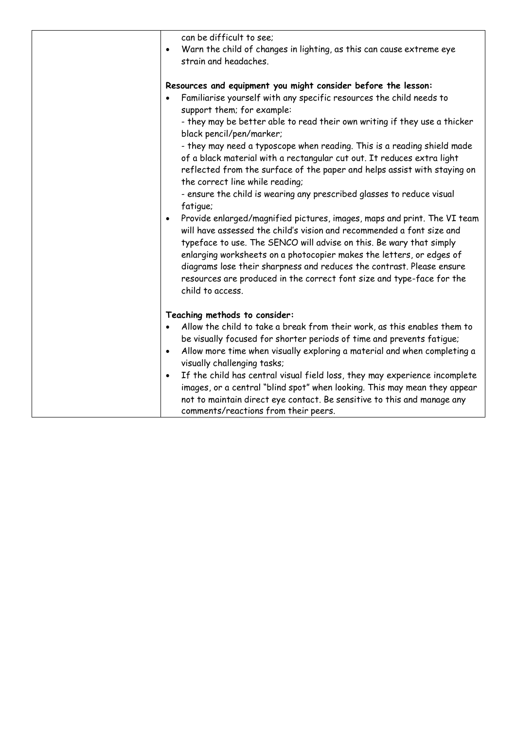| | |
|---|---|
| | can be difficult to see;<br>• Warn the child of changes in lighting, as this can cause extreme eye strain and headaches.<br><br>**Resources and equipment you might consider before the lesson:**<br>• Familiarise yourself with any specific resources the child needs to support them; for example:<br>- they may be better able to read their own writing if they use a thicker black pencil/pen/marker;<br>- they may need a typoscope when reading. This is a reading shield made of a black material with a rectangular cut out. It reduces extra light reflected from the surface of the paper and helps assist with staying on the correct line while reading;<br>- ensure the child is wearing any prescribed glasses to reduce visual fatigue;<br>• Provide enlarged/magnified pictures, images, maps and print. The VI team will have assessed the child's vision and recommended a font size and typeface to use. The SENCO will advise on this. Be wary that simply enlarging worksheets on a photocopier makes the letters, or edges of diagrams lose their sharpness and reduces the contrast. Please ensure resources are produced in the correct font size and type-face for the child to access.<br><br>**Teaching methods to consider:**<br>• Allow the child to take a break from their work, as this enables them to be visually focused for shorter periods of time and prevents fatigue;<br>• Allow more time when visually exploring a material and when completing a visually challenging tasks;<br>• If the child has central visual field loss, they may experience incomplete images, or a central "blind spot" when looking. This may mean they appear not to maintain direct eye contact. Be sensitive to this and manage any comments/reactions from their peers. |